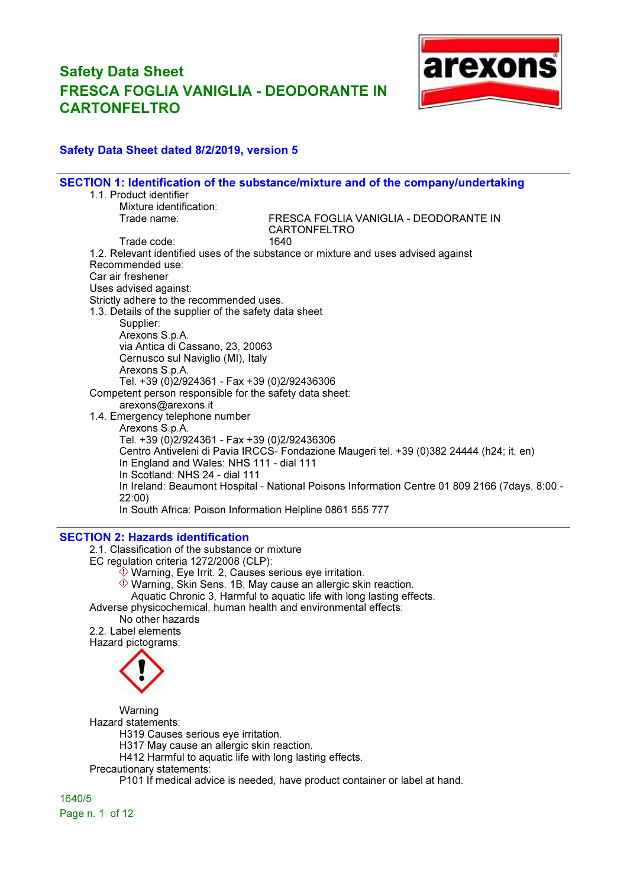# Safety Data Sheet
# FRESCA FOGLIA VANIGLIA - DEODORANTE IN CARTONFELTRO

**Safety Data Sheet dated 8/2/2019, version 5**

## SECTION 1: Identification of the substance/mixture and of the company/undertaking

1.1. Product identifier

Mixture identification:

Trade name: FRESCA FOGLIA VANIGLIA - DEODORANTE IN CARTONFELTRO

Trade code: 1640

1.2. Relevant identified uses of the substance or mixture and uses advised against

Recommended use:

Car air freshener

Uses advised against:

Strictly adhere to the recommended uses.

1.3. Details of the supplier of the safety data sheet

Supplier:

Arexons S.p.A.
via Antica di Cassano, 23, 20063
Cernusco sul Naviglio (MI), Italy
Arexons S.p.A.
Tel. +39 (0)2/924361 - Fax +39 (0)2/92436306

Competent person responsible for the safety data sheet:

arexons@arexons.it

1.4. Emergency telephone number

Arexons S.p.A.
Tel. +39 (0)2/924361 - Fax +39 (0)2/92436306
Centro Antiveleni di Pavia IRCCS- Fondazione Maugeri tel. +39 (0)382 24444 (h24; it, en)
In England and Wales: NHS 111 - dial 111
In Scotland: NHS 24 - dial 111
In Ireland: Beaumont Hospital - National Poisons Information Centre 01 809 2166 (7days, 8:00 - 22:00)
In South Africa: Poison Information Helpline 0861 555 777

## SECTION 2: Hazards identification

2.1. Classification of the substance or mixture

EC regulation criteria 1272/2008 (CLP):

- Warning, Eye Irrit. 2, Causes serious eye irritation.
- Warning, Skin Sens. 1B, May cause an allergic skin reaction.
- Aquatic Chronic 3, Harmful to aquatic life with long lasting effects.

Adverse physicochemical, human health and environmental effects:

No other hazards

2.2. Label elements

Hazard pictograms:

Warning

Hazard statements:

H319 Causes serious eye irritation.
H317 May cause an allergic skin reaction.
H412 Harmful to aquatic life with long lasting effects.

Precautionary statements:

P101 If medical advice is needed, have product container or label at hand.

1640/5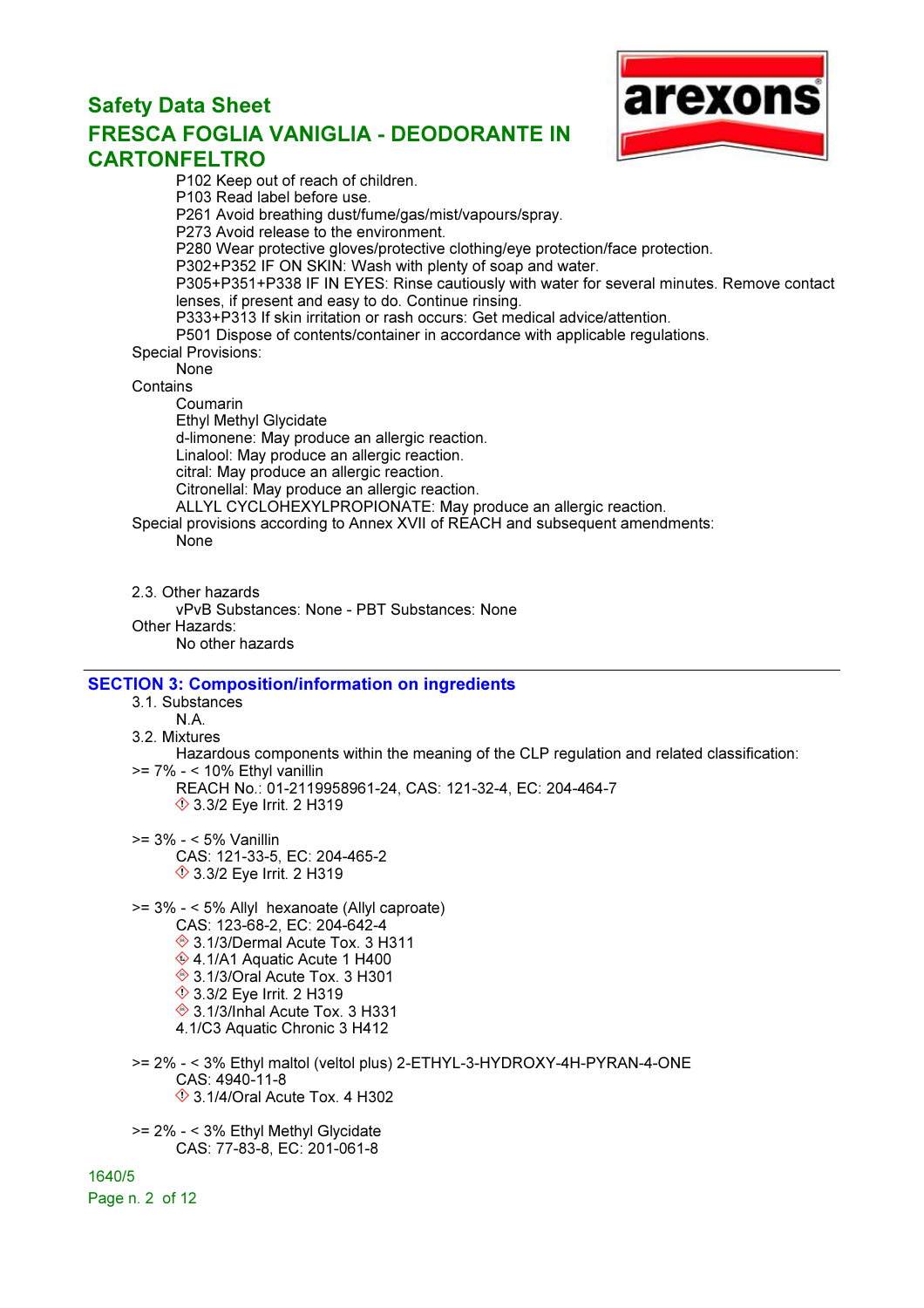P102 Keep out of reach of children.
P103 Read label before use.
P261 Avoid breathing dust/fume/gas/mist/vapours/spray.
P273 Avoid release to the environment.
P280 Wear protective gloves/protective clothing/eye protection/face protection.
P302+P352 IF ON SKIN: Wash with plenty of soap and water.
P305+P351+P338 IF IN EYES: Rinse cautiously with water for several minutes. Remove contact lenses, if present and easy to do. Continue rinsing.
P333+P313 If skin irritation or rash occurs: Get medical advice/attention.
P501 Dispose of contents/container in accordance with applicable regulations.

Special Provisions:
None

Contains
Coumarin
Ethyl Methyl Glycidate
d-limonene: May produce an allergic reaction.
Linalool: May produce an allergic reaction.
citral: May produce an allergic reaction.
Citronellal: May produce an allergic reaction.
ALLYL CYCLOHEXYLPROPIONATE: May produce an allergic reaction.

Special provisions according to Annex XVII of REACH and subsequent amendments:
None

2.3. Other hazards
vPvB Substances: None - PBT Substances: None

Other Hazards:
No other hazards

## SECTION 3: Composition/information on ingredients

3.1. Substances
N.A.

3.2. Mixtures
Hazardous components within the meaning of the CLP regulation and related classification:

>= 7% - < 10% Ethyl vanillin
REACH No.: 01-2119958961-24, CAS: 121-32-4, EC: 204-464-7
3.3/2 Eye Irrit. 2 H319

>= 3% - < 5% Vanillin
CAS: 121-33-5, EC: 204-465-2
3.3/2 Eye Irrit. 2 H319

>= 3% - < 5% Allyl hexanoate (Allyl caproate)
CAS: 123-68-2, EC: 204-642-4
3.1/3/Dermal Acute Tox. 3 H311
4.1/A1 Aquatic Acute 1 H400
3.1/3/Oral Acute Tox. 3 H301
3.3/2 Eye Irrit. 2 H319
3.1/3/Inhal Acute Tox. 3 H331
4.1/C3 Aquatic Chronic 3 H412

>= 2% - < 3% Ethyl maltol (veltol plus) 2-ETHYL-3-HYDROXY-4H-PYRAN-4-ONE
CAS: 4940-11-8
3.1/4/Oral Acute Tox. 4 H302

>= 2% - < 3% Ethyl Methyl Glycidate
CAS: 77-83-8, EC: 201-061-8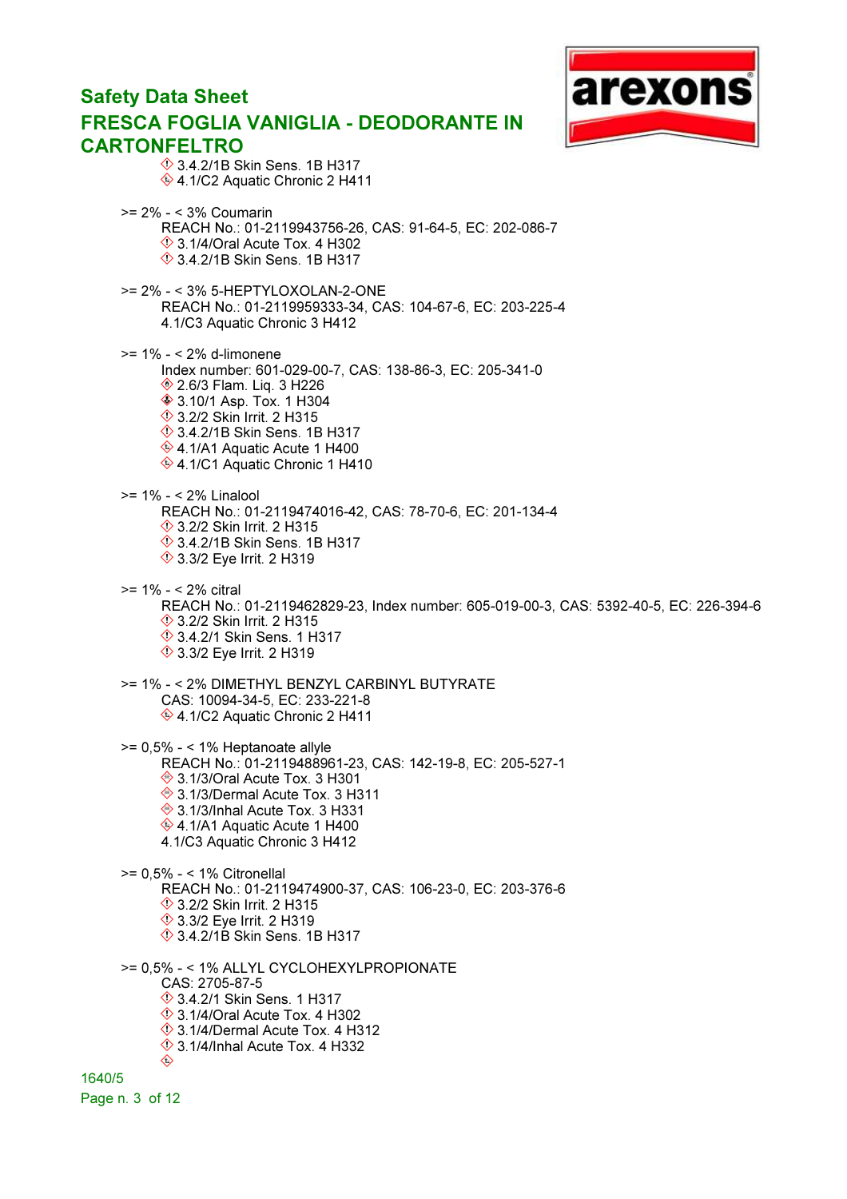3.4.2/1B Skin Sens. 1B H317
4.1/C2 Aquatic Chronic 2 H411

>= 2% - < 3% Coumarin
REACH No.: 01-2119943756-26, CAS: 91-64-5, EC: 202-086-7
3.1/4/Oral Acute Tox. 4 H302
3.4.2/1B Skin Sens. 1B H317

>= 2% - < 3% 5-HEPTYLOXOLAN-2-ONE
REACH No.: 01-2119959333-34, CAS: 104-67-6, EC: 203-225-4
4.1/C3 Aquatic Chronic 3 H412

>= 1% - < 2% d-limonene
Index number: 601-029-00-7, CAS: 138-86-3, EC: 205-341-0
2.6/3 Flam. Liq. 3 H226
3.10/1 Asp. Tox. 1 H304
3.2/2 Skin Irrit. 2 H315
3.4.2/1B Skin Sens. 1B H317
4.1/A1 Aquatic Acute 1 H400
4.1/C1 Aquatic Chronic 1 H410

>= 1% - < 2% Linalool
REACH No.: 01-2119474016-42, CAS: 78-70-6, EC: 201-134-4
3.2/2 Skin Irrit. 2 H315
3.4.2/1B Skin Sens. 1B H317
3.3/2 Eye Irrit. 2 H319

>= 1% - < 2% citral
REACH No.: 01-2119462829-23, Index number: 605-019-00-3, CAS: 5392-40-5, EC: 226-394-6
3.2/2 Skin Irrit. 2 H315
3.4.2/1 Skin Sens. 1 H317
3.3/2 Eye Irrit. 2 H319

>= 1% - < 2% DIMETHYL BENZYL CARBINYL BUTYRATE
CAS: 10094-34-5, EC: 233-221-8
4.1/C2 Aquatic Chronic 2 H411

>= 0,5% - < 1% Heptanoate allyle
REACH No.: 01-2119488961-23, CAS: 142-19-8, EC: 205-527-1
3.1/3/Oral Acute Tox. 3 H301
3.1/3/Dermal Acute Tox. 3 H311
3.1/3/Inhal Acute Tox. 3 H331
4.1/A1 Aquatic Acute 1 H400
4.1/C3 Aquatic Chronic 3 H412

>= 0,5% - < 1% Citronellal
REACH No.: 01-2119474900-37, CAS: 106-23-0, EC: 203-376-6
3.2/2 Skin Irrit. 2 H315
3.3/2 Eye Irrit. 2 H319
3.4.2/1B Skin Sens. 1B H317

>= 0,5% - < 1% ALLYL CYCLOHEXYLPROPIONATE
CAS: 2705-87-5
3.4.2/1 Skin Sens. 1 H317
3.1/4/Oral Acute Tox. 4 H302
3.1/4/Dermal Acute Tox. 4 H312
3.1/4/Inhal Acute Tox. 4 H332

1640/5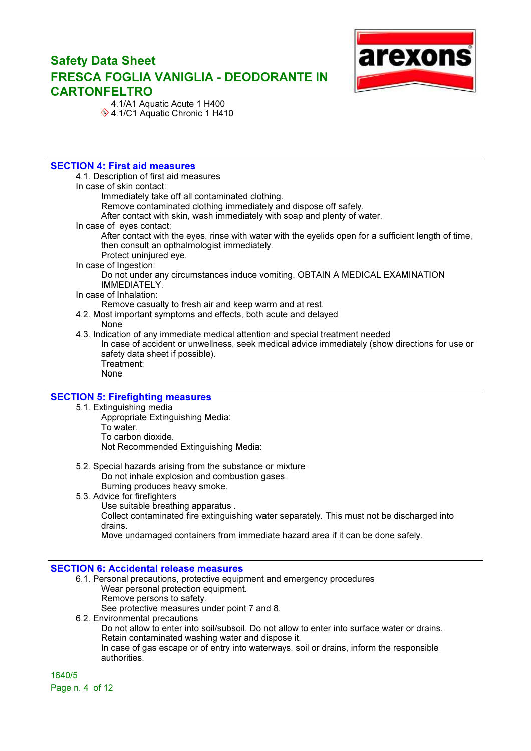4.1/A1 Aquatic Acute 1 H400
4.1/C1 Aquatic Chronic 1 H410

## SECTION 4: First aid measures

4.1. Description of first aid measures

In case of skin contact:

Immediately take off all contaminated clothing.
Remove contaminated clothing immediately and dispose off safely.
After contact with skin, wash immediately with soap and plenty of water.

In case of eyes contact:

After contact with the eyes, rinse with water with the eyelids open for a sufficient length of time, then consult an opthalmologist immediately.
Protect uninjured eye.

In case of Ingestion:

Do not under any circumstances induce vomiting. OBTAIN A MEDICAL EXAMINATION IMMEDIATELY.

In case of Inhalation:

Remove casualty to fresh air and keep warm and at rest.

4.2. Most important symptoms and effects, both acute and delayed

None

4.3. Indication of any immediate medical attention and special treatment needed

In case of accident or unwellness, seek medical advice immediately (show directions for use or safety data sheet if possible).
Treatment:
None

## SECTION 5: Firefighting measures

5.1. Extinguishing media

Appropriate Extinguishing Media:
To water.
To carbon dioxide.
Not Recommended Extinguishing Media:

5.2. Special hazards arising from the substance or mixture

Do not inhale explosion and combustion gases.
Burning produces heavy smoke.

5.3. Advice for firefighters

Use suitable breathing apparatus .
Collect contaminated fire extinguishing water separately. This must not be discharged into drains.
Move undamaged containers from immediate hazard area if it can be done safely.

## SECTION 6: Accidental release measures

6.1. Personal precautions, protective equipment and emergency procedures

Wear personal protection equipment.
Remove persons to safety.
See protective measures under point 7 and 8.

6.2. Environmental precautions

Do not allow to enter into soil/subsoil. Do not allow to enter into surface water or drains.
Retain contaminated washing water and dispose it.
In case of gas escape or of entry into waterways, soil or drains, inform the responsible authorities.

1640/5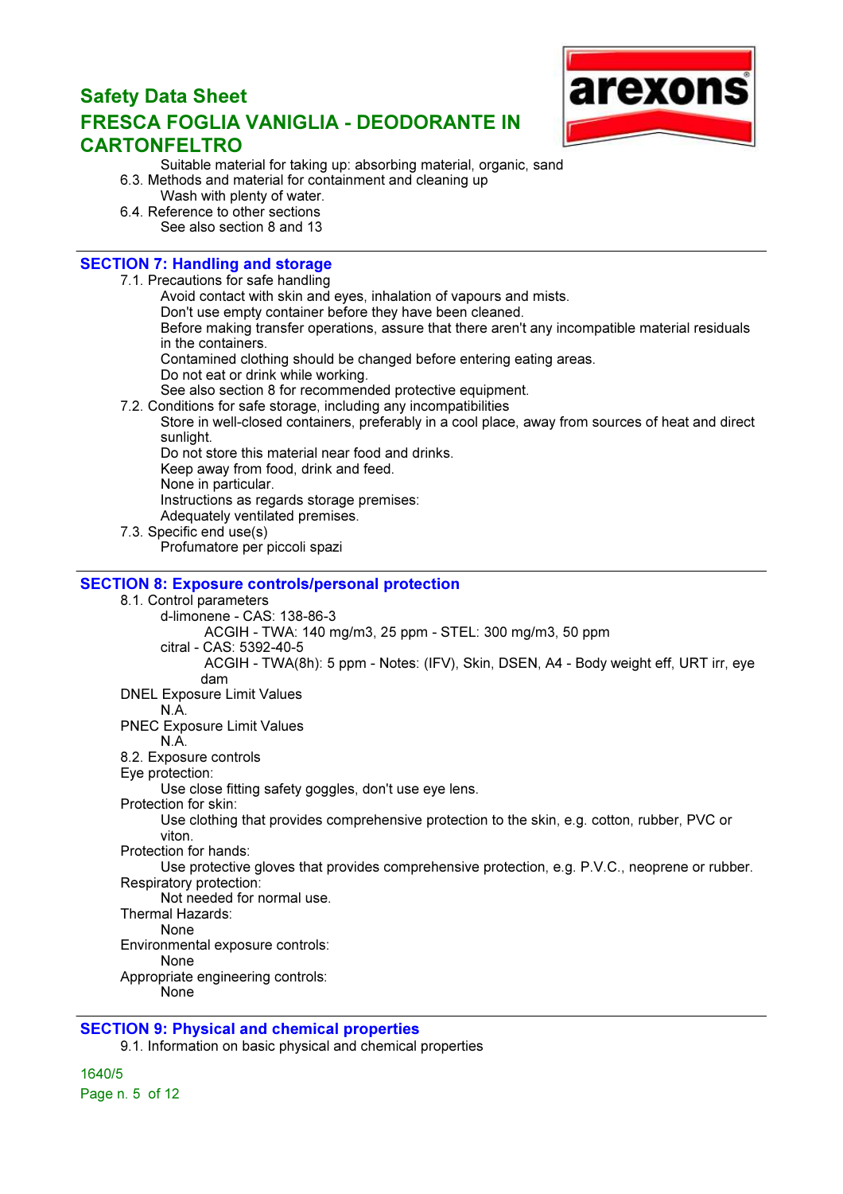Suitable material for taking up: absorbing material, organic, sand

6.3. Methods and material for containment and cleaning up

Wash with plenty of water.

6.4. Reference to other sections

See also section 8 and 13

## SECTION 7: Handling and storage

7.1. Precautions for safe handling

Avoid contact with skin and eyes, inhalation of vapours and mists.
Don't use empty container before they have been cleaned.
Before making transfer operations, assure that there aren't any incompatible material residuals in the containers.
Contamined clothing should be changed before entering eating areas.
Do not eat or drink while working.
See also section 8 for recommended protective equipment.

7.2. Conditions for safe storage, including any incompatibilities

Store in well-closed containers, preferably in a cool place, away from sources of heat and direct sunlight.
Do not store this material near food and drinks.
Keep away from food, drink and feed.
None in particular.
Instructions as regards storage premises:
Adequately ventilated premises.

7.3. Specific end use(s)

Profumatore per piccoli spazi

## SECTION 8: Exposure controls/personal protection

8.1. Control parameters

d-limonene - CAS: 138-86-3

ACGIH - TWA: 140 mg/m3, 25 ppm - STEL: 300 mg/m3, 50 ppm

citral - CAS: 5392-40-5

ACGIH - TWA(8h): 5 ppm - Notes: (IFV), Skin, DSEN, A4 - Body weight eff, URT irr, eye dam

DNEL Exposure Limit Values

N.A.

PNEC Exposure Limit Values

N.A.

8.2. Exposure controls

Eye protection:

Use close fitting safety goggles, don't use eye lens.

Protection for skin:

Use clothing that provides comprehensive protection to the skin, e.g. cotton, rubber, PVC or viton.

Protection for hands:

Use protective gloves that provides comprehensive protection, e.g. P.V.C., neoprene or rubber.

Respiratory protection:

Not needed for normal use.

Thermal Hazards:

None

Environmental exposure controls:

None

Appropriate engineering controls:

None

## SECTION 9: Physical and chemical properties

9.1. Information on basic physical and chemical properties

1640/5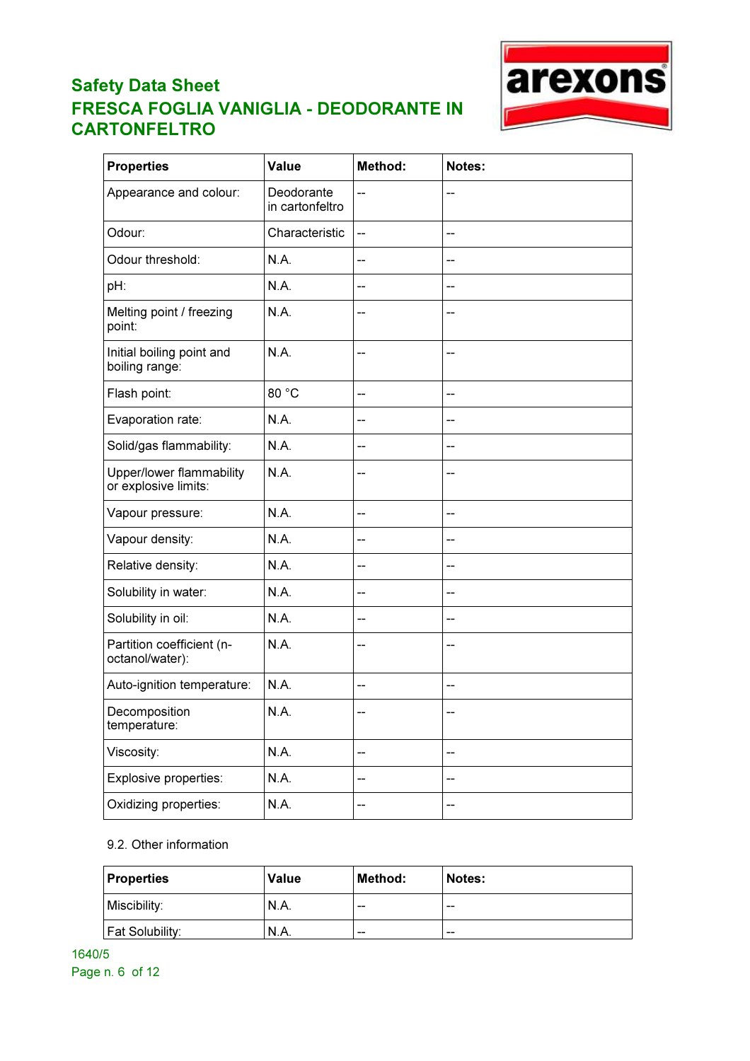| Properties | Value | Method: | Notes: |
| --- | --- | --- | --- |
| Appearance and colour: | Deodorante in cartonfeltro | -- | -- |
| Odour: | Characteristic | -- | -- |
| Odour threshold: | N.A. | -- | -- |
| pH: | N.A. | -- | -- |
| Melting point / freezing point: | N.A. | -- | -- |
| Initial boiling point and boiling range: | N.A. | -- | -- |
| Flash point: | 80 °C | -- | -- |
| Evaporation rate: | N.A. | -- | -- |
| Solid/gas flammability: | N.A. | -- | -- |
| Upper/lower flammability or explosive limits: | N.A. | -- | -- |
| Vapour pressure: | N.A. | -- | -- |
| Vapour density: | N.A. | -- | -- |
| Relative density: | N.A. | -- | -- |
| Solubility in water: | N.A. | -- | -- |
| Solubility in oil: | N.A. | -- | -- |
| Partition coefficient (n-octanol/water): | N.A. | -- | -- |
| Auto-ignition temperature: | N.A. | -- | -- |
| Decomposition temperature: | N.A. | -- | -- |
| Viscosity: | N.A. | -- | -- |
| Explosive properties: | N.A. | -- | -- |
| Oxidizing properties: | N.A. | -- | -- |

9.2. Other information

| Properties | Value | Method: | Notes: |
| --- | --- | --- | --- |
| Miscibility: | N.A. | -- | -- |
| Fat Solubility: | N.A. | -- | -- |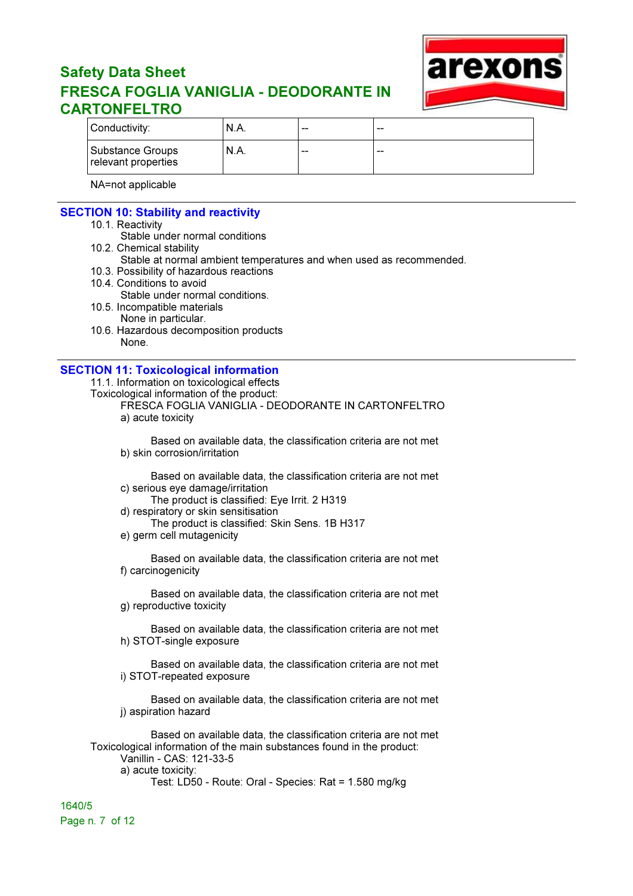| Conductivity: | N.A. | -- | -- |
|---|---|---|---|
| Substance Groups relevant properties | N.A. | -- | -- |

NA=not applicable

## SECTION 10: Stability and reactivity

10.1. Reactivity

Stable under normal conditions

10.2. Chemical stability

Stable at normal ambient temperatures and when used as recommended.

10.3. Possibility of hazardous reactions

10.4. Conditions to avoid

Stable under normal conditions.

10.5. Incompatible materials

None in particular.

10.6. Hazardous decomposition products

None.

## SECTION 11: Toxicological information

11.1. Information on toxicological effects

Toxicological information of the product:

FRESCA FOGLIA VANIGLIA - DEODORANTE IN CARTONFELTRO

a) acute toxicity

Based on available data, the classification criteria are not met

b) skin corrosion/irritation

Based on available data, the classification criteria are not met

c) serious eye damage/irritation

The product is classified: Eye Irrit. 2 H319

d) respiratory or skin sensitisation

The product is classified: Skin Sens. 1B H317

e) germ cell mutagenicity

Based on available data, the classification criteria are not met

f) carcinogenicity

Based on available data, the classification criteria are not met

g) reproductive toxicity

Based on available data, the classification criteria are not met

h) STOT-single exposure

Based on available data, the classification criteria are not met

i) STOT-repeated exposure

Based on available data, the classification criteria are not met

j) aspiration hazard

Based on available data, the classification criteria are not met

Toxicological information of the main substances found in the product:

Vanillin - CAS: 121-33-5

a) acute toxicity:

Test: LD50 - Route: Oral - Species: Rat = 1.580 mg/kg

1640/5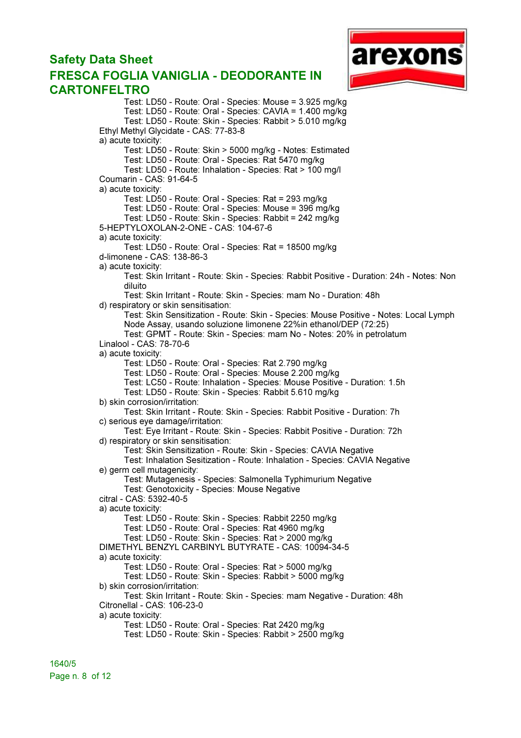Test: LD50 - Route: Oral - Species: Mouse = 3.925 mg/kg
Test: LD50 - Route: Oral - Species: CAVIA = 1.400 mg/kg
Test: LD50 - Route: Skin - Species: Rabbit > 5.010 mg/kg

Ethyl Methyl Glycidate - CAS: 77-83-8

a) acute toxicity:

Test: LD50 - Route: Skin > 5000 mg/kg - Notes: Estimated
Test: LD50 - Route: Oral - Species: Rat 5470 mg/kg
Test: LD50 - Route: Inhalation - Species: Rat > 100 mg/l

Coumarin - CAS: 91-64-5

a) acute toxicity:

Test: LD50 - Route: Oral - Species: Rat = 293 mg/kg
Test: LD50 - Route: Oral - Species: Mouse = 396 mg/kg
Test: LD50 - Route: Skin - Species: Rabbit = 242 mg/kg

5-HEPTYLOXOLAN-2-ONE - CAS: 104-67-6

a) acute toxicity:

Test: LD50 - Route: Oral - Species: Rat = 18500 mg/kg

d-limonene - CAS: 138-86-3

a) acute toxicity:

Test: Skin Irritant - Route: Skin - Species: Rabbit Positive - Duration: 24h - Notes: Non diluito
Test: Skin Irritant - Route: Skin - Species: mam No - Duration: 48h

d) respiratory or skin sensitisation:

Test: Skin Sensitization - Route: Skin - Species: Mouse Positive - Notes: Local Lymph Node Assay, usando soluzione limonene 22%in ethanol/DEP (72:25)
Test: GPMT - Route: Skin - Species: mam No - Notes: 20% in petrolatum

Linalool - CAS: 78-70-6

a) acute toxicity:

Test: LD50 - Route: Oral - Species: Rat 2.790 mg/kg
Test: LD50 - Route: Oral - Species: Mouse 2.200 mg/kg
Test: LC50 - Route: Inhalation - Species: Mouse Positive - Duration: 1.5h
Test: LD50 - Route: Skin - Species: Rabbit 5.610 mg/kg

b) skin corrosion/irritation:

Test: Skin Irritant - Route: Skin - Species: Rabbit Positive - Duration: 7h

c) serious eye damage/irritation:

Test: Eye Irritant - Route: Skin - Species: Rabbit Positive - Duration: 72h

d) respiratory or skin sensitisation:

Test: Skin Sensitization - Route: Skin - Species: CAVIA Negative
Test: Inhalation Sesitization - Route: Inhalation - Species: CAVIA Negative

e) germ cell mutagenicity:

Test: Mutagenesis - Species: Salmonella Typhimurium Negative
Test: Genotoxicity - Species: Mouse Negative

citral - CAS: 5392-40-5

a) acute toxicity:

Test: LD50 - Route: Skin - Species: Rabbit 2250 mg/kg
Test: LD50 - Route: Oral - Species: Rat 4960 mg/kg
Test: LD50 - Route: Skin - Species: Rat > 2000 mg/kg

DIMETHYL BENZYL CARBINYL BUTYRATE - CAS: 10094-34-5

a) acute toxicity:

Test: LD50 - Route: Oral - Species: Rat > 5000 mg/kg
Test: LD50 - Route: Skin - Species: Rabbit > 5000 mg/kg

b) skin corrosion/irritation:

Test: Skin Irritant - Route: Skin - Species: mam Negative - Duration: 48h

Citronellal - CAS: 106-23-0

a) acute toxicity:

Test: LD50 - Route: Oral - Species: Rat 2420 mg/kg
Test: LD50 - Route: Skin - Species: Rabbit > 2500 mg/kg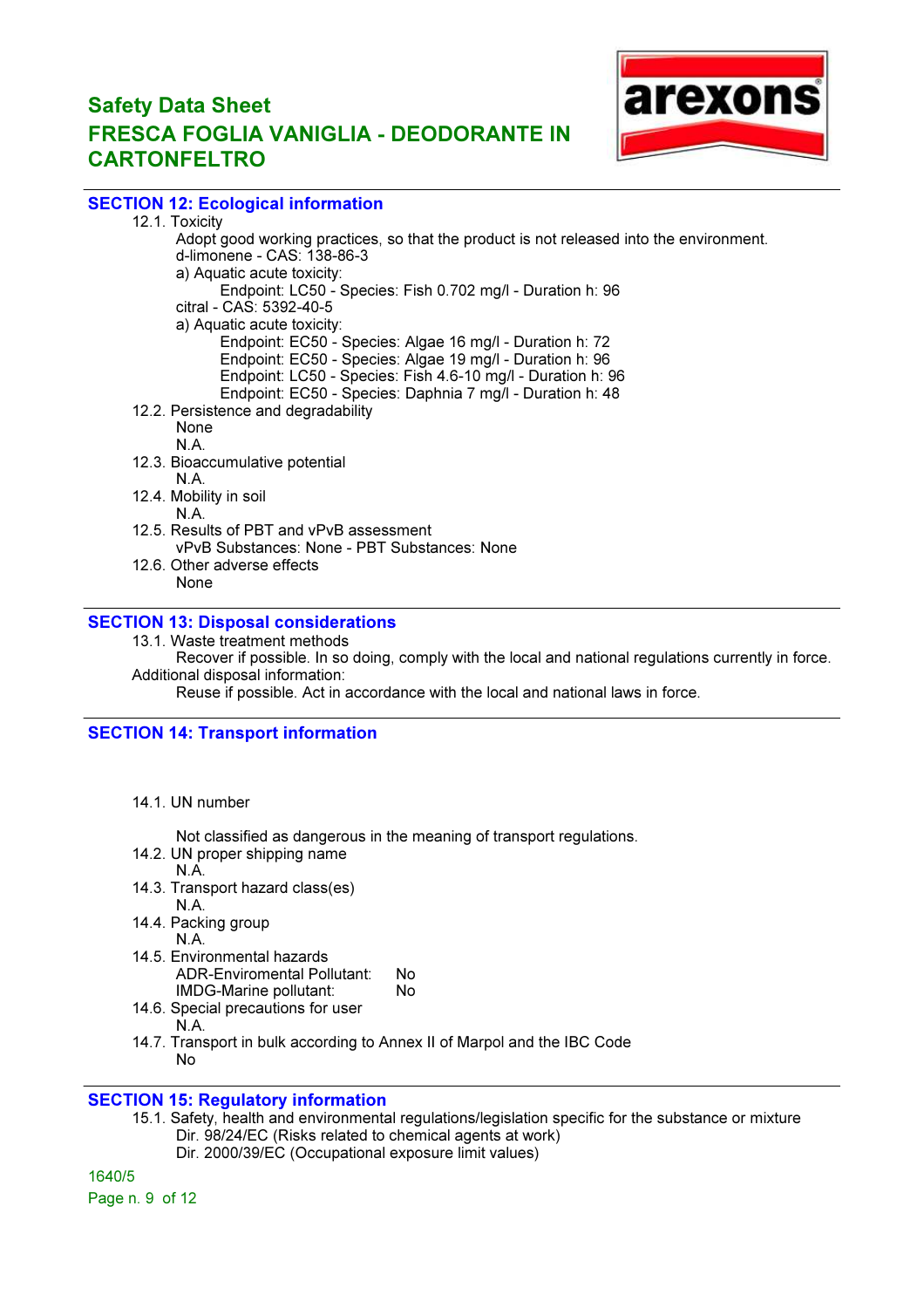## SECTION 12: Ecological information

12.1. Toxicity

Adopt good working practices, so that the product is not released into the environment.

d-limonene - CAS: 138-86-3

a) Aquatic acute toxicity:

Endpoint: LC50 - Species: Fish 0.702 mg/l - Duration h: 96

citral - CAS: 5392-40-5

a) Aquatic acute toxicity:

Endpoint: EC50 - Species: Algae 16 mg/l - Duration h: 72

Endpoint: EC50 - Species: Algae 19 mg/l - Duration h: 96

Endpoint: LC50 - Species: Fish 4.6-10 mg/l - Duration h: 96

Endpoint: EC50 - Species: Daphnia 7 mg/l - Duration h: 48

12.2. Persistence and degradability

None

N.A.

12.3. Bioaccumulative potential

N.A.

12.4. Mobility in soil

N.A.

12.5. Results of PBT and vPvB assessment

vPvB Substances: None - PBT Substances: None

12.6. Other adverse effects

None

## SECTION 13: Disposal considerations

13.1. Waste treatment methods

Recover if possible. In so doing, comply with the local and national regulations currently in force.

Additional disposal information:

Reuse if possible. Act in accordance with the local and national laws in force.

## SECTION 14: Transport information

14.1. UN number

Not classified as dangerous in the meaning of transport regulations.

14.2. UN proper shipping name

N.A.

14.3. Transport hazard class(es)

N.A.

14.4. Packing group

N.A.

14.5. Environmental hazards

ADR-Enviromental Pollutant: No

IMDG-Marine pollutant: No

14.6. Special precautions for user

N.A.

14.7. Transport in bulk according to Annex II of Marpol and the IBC Code

No

## SECTION 15: Regulatory information

15.1. Safety, health and environmental regulations/legislation specific for the substance or mixture

Dir. 98/24/EC (Risks related to chemical agents at work)

Dir. 2000/39/EC (Occupational exposure limit values)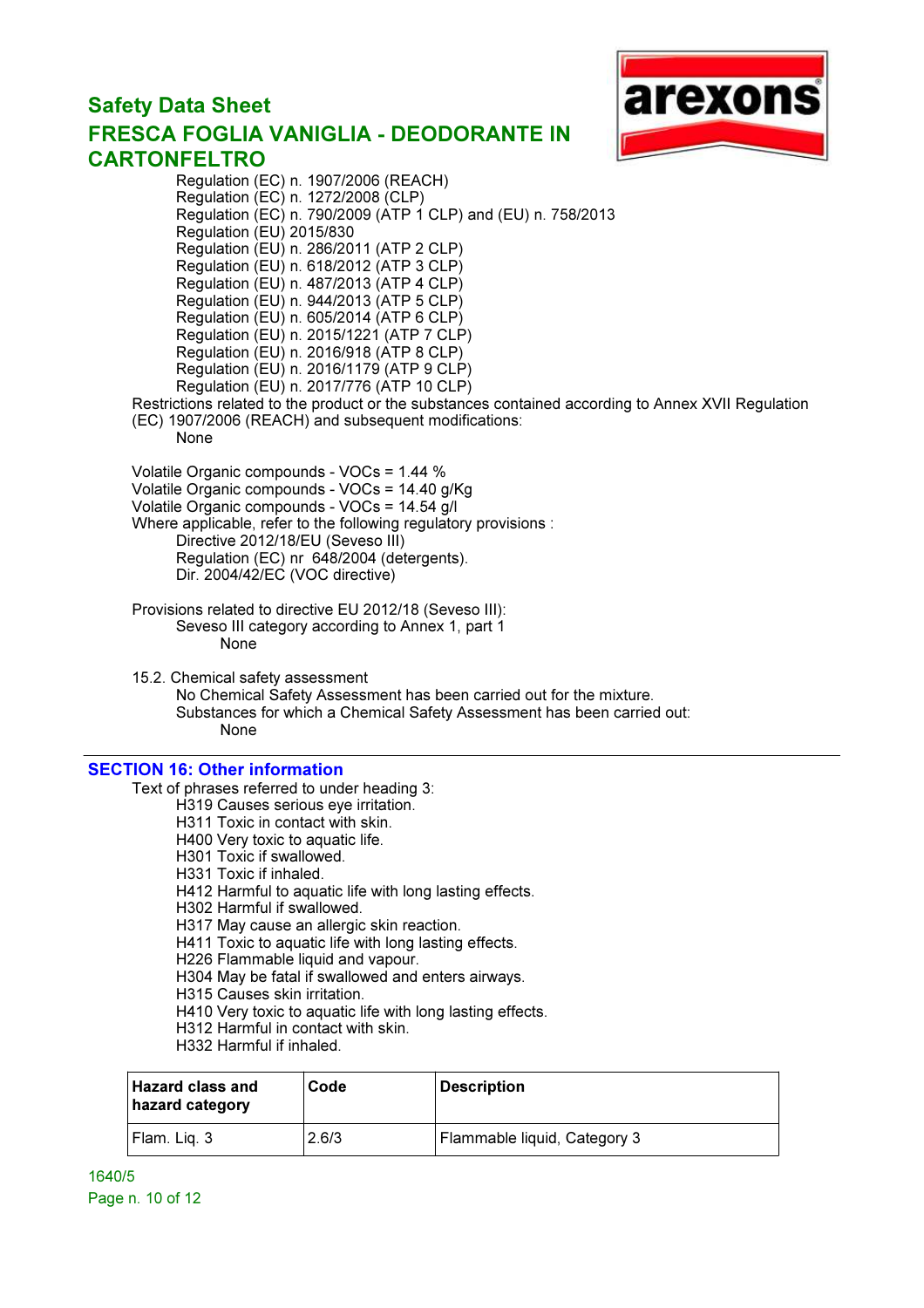Regulation (EC) n. 1907/2006 (REACH)
Regulation (EC) n. 1272/2008 (CLP)
Regulation (EC) n. 790/2009 (ATP 1 CLP) and (EU) n. 758/2013
Regulation (EU) 2015/830
Regulation (EU) n. 286/2011 (ATP 2 CLP)
Regulation (EU) n. 618/2012 (ATP 3 CLP)
Regulation (EU) n. 487/2013 (ATP 4 CLP)
Regulation (EU) n. 944/2013 (ATP 5 CLP)
Regulation (EU) n. 605/2014 (ATP 6 CLP)
Regulation (EU) n. 2015/1221 (ATP 7 CLP)
Regulation (EU) n. 2016/918 (ATP 8 CLP)
Regulation (EU) n. 2016/1179 (ATP 9 CLP)
Regulation (EU) n. 2017/776 (ATP 10 CLP)

Restrictions related to the product or the substances contained according to Annex XVII Regulation (EC) 1907/2006 (REACH) and subsequent modifications:

None

Volatile Organic compounds - VOCs = 1.44 %
Volatile Organic compounds - VOCs = 14.40 g/Kg
Volatile Organic compounds - VOCs = 14.54 g/l
Where applicable, refer to the following regulatory provisions :

Directive 2012/18/EU (Seveso III)
Regulation (EC) nr 648/2004 (detergents).
Dir. 2004/42/EC (VOC directive)

Provisions related to directive EU 2012/18 (Seveso III):

Seveso III category according to Annex 1, part 1

None

15.2. Chemical safety assessment

No Chemical Safety Assessment has been carried out for the mixture.
Substances for which a Chemical Safety Assessment has been carried out:

None

## SECTION 16: Other information

Text of phrases referred to under heading 3:

H319 Causes serious eye irritation.
H311 Toxic in contact with skin.
H400 Very toxic to aquatic life.
H301 Toxic if swallowed.
H331 Toxic if inhaled.
H412 Harmful to aquatic life with long lasting effects.
H302 Harmful if swallowed.
H317 May cause an allergic skin reaction.
H411 Toxic to aquatic life with long lasting effects.
H226 Flammable liquid and vapour.
H304 May be fatal if swallowed and enters airways.
H315 Causes skin irritation.
H410 Very toxic to aquatic life with long lasting effects.
H312 Harmful in contact with skin.
H332 Harmful if inhaled.

| Hazard class and hazard category | Code | Description |
|---|---|---|
| Flam. Liq. 3 | 2.6/3 | Flammable liquid, Category 3 |

1640/5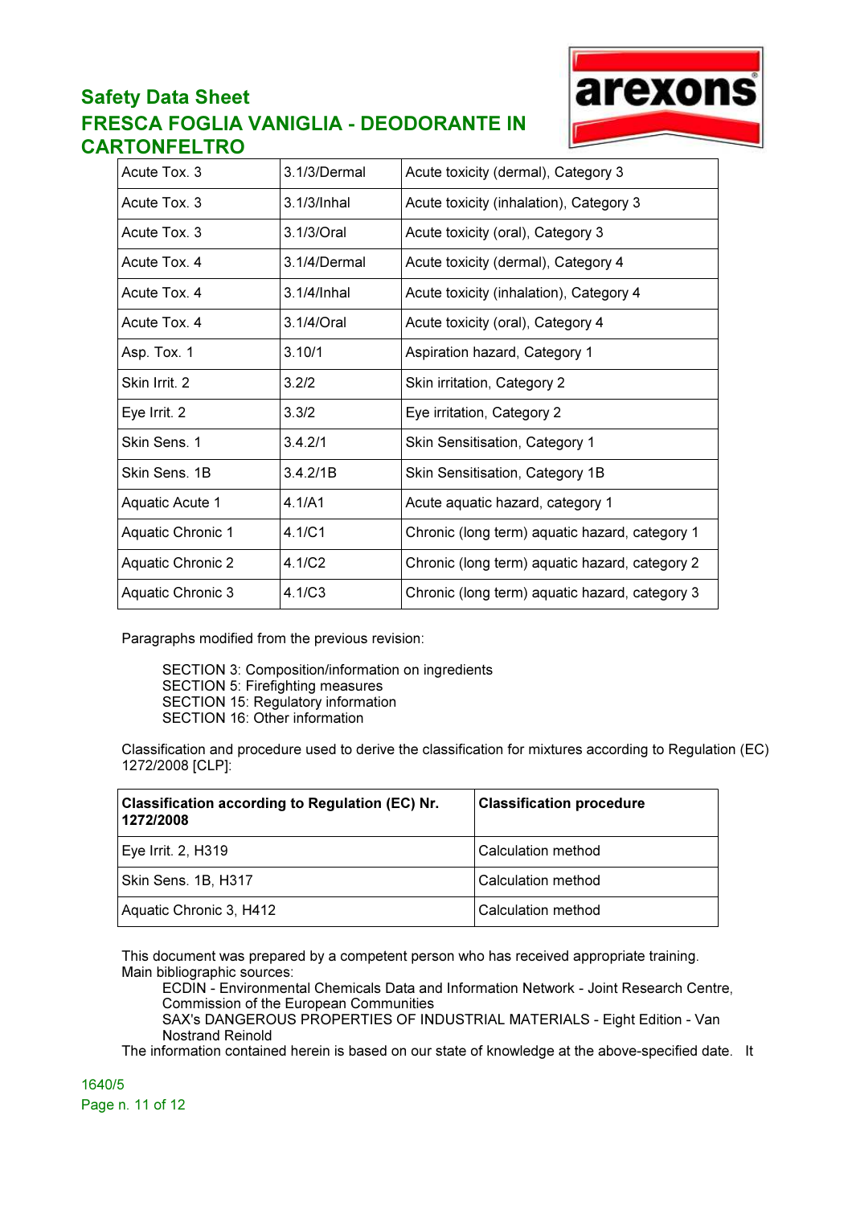| Acute Tox. 3 | 3.1/3/Dermal | Acute toxicity (dermal), Category 3 |
|---|---|---|
| Acute Tox. 3 | 3.1/3/Inhal | Acute toxicity (inhalation), Category 3 |
| Acute Tox. 3 | 3.1/3/Oral | Acute toxicity (oral), Category 3 |
| Acute Tox. 4 | 3.1/4/Dermal | Acute toxicity (dermal), Category 4 |
| Acute Tox. 4 | 3.1/4/Inhal | Acute toxicity (inhalation), Category 4 |
| Acute Tox. 4 | 3.1/4/Oral | Acute toxicity (oral), Category 4 |
| Asp. Tox. 1 | 3.10/1 | Aspiration hazard, Category 1 |
| Skin Irrit. 2 | 3.2/2 | Skin irritation, Category 2 |
| Eye Irrit. 2 | 3.3/2 | Eye irritation, Category 2 |
| Skin Sens. 1 | 3.4.2/1 | Skin Sensitisation, Category 1 |
| Skin Sens. 1B | 3.4.2/1B | Skin Sensitisation, Category 1B |
| Aquatic Acute 1 | 4.1/A1 | Acute aquatic hazard, category 1 |
| Aquatic Chronic 1 | 4.1/C1 | Chronic (long term) aquatic hazard, category 1 |
| Aquatic Chronic 2 | 4.1/C2 | Chronic (long term) aquatic hazard, category 2 |
| Aquatic Chronic 3 | 4.1/C3 | Chronic (long term) aquatic hazard, category 3 |

Paragraphs modified from the previous revision:

SECTION 3: Composition/information on ingredients
SECTION 5: Firefighting measures
SECTION 15: Regulatory information
SECTION 16: Other information

Classification and procedure used to derive the classification for mixtures according to Regulation (EC) 1272/2008 [CLP]:

| **Classification according to Regulation (EC) Nr. 1272/2008** | **Classification procedure** |
|---|---|
| Eye Irrit. 2, H319 | Calculation method |
| Skin Sens. 1B, H317 | Calculation method |
| Aquatic Chronic 3, H412 | Calculation method |

This document was prepared by a competent person who has received appropriate training.
Main bibliographic sources:

ECDIN - Environmental Chemicals Data and Information Network - Joint Research Centre, Commission of the European Communities
SAX's DANGEROUS PROPERTIES OF INDUSTRIAL MATERIALS - Eight Edition - Van Nostrand Reinold

The information contained herein is based on our state of knowledge at the above-specified date. It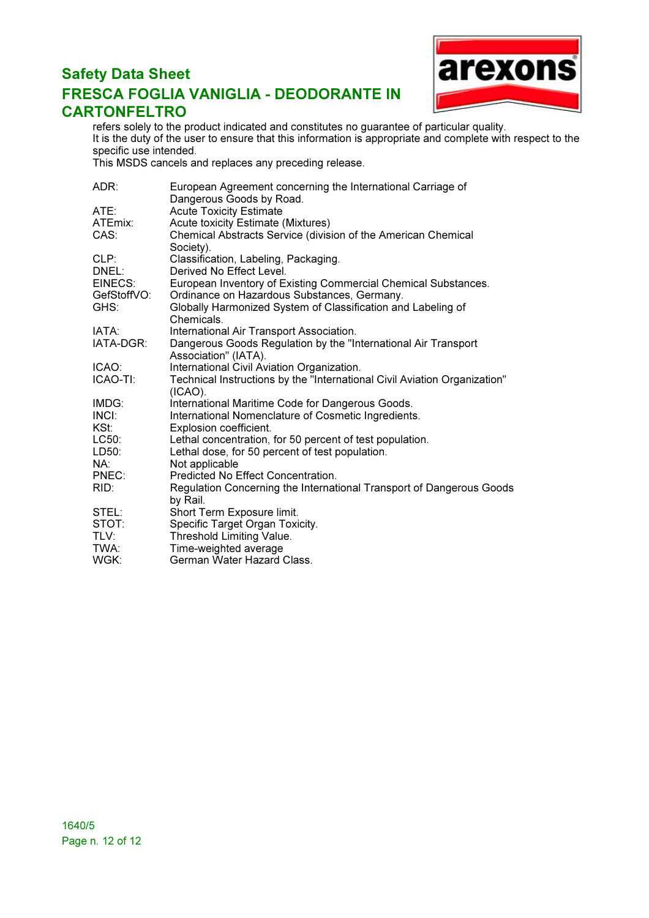refers solely to the product indicated and constitutes no guarantee of particular quality.
It is the duty of the user to ensure that this information is appropriate and complete with respect to the specific use intended.
This MSDS cancels and replaces any preceding release.

| | |
|---|---|
| ADR: | European Agreement concerning the International Carriage of Dangerous Goods by Road. |
| ATE: | Acute Toxicity Estimate |
| ATEmix: | Acute toxicity Estimate (Mixtures) |
| CAS: | Chemical Abstracts Service (division of the American Chemical Society). |
| CLP: | Classification, Labeling, Packaging. |
| DNEL: | Derived No Effect Level. |
| EINECS: | European Inventory of Existing Commercial Chemical Substances. |
| GefStoffVO: | Ordinance on Hazardous Substances, Germany. |
| GHS: | Globally Harmonized System of Classification and Labeling of Chemicals. |
| IATA: | International Air Transport Association. |
| IATA-DGR: | Dangerous Goods Regulation by the "International Air Transport Association" (IATA). |
| ICAO: | International Civil Aviation Organization. |
| ICAO-TI: | Technical Instructions by the "International Civil Aviation Organization" (ICAO). |
| IMDG: | International Maritime Code for Dangerous Goods. |
| INCI: | International Nomenclature of Cosmetic Ingredients. |
| KSt: | Explosion coefficient. |
| LC50: | Lethal concentration, for 50 percent of test population. |
| LD50: | Lethal dose, for 50 percent of test population. |
| NA: | Not applicable |
| PNEC: | Predicted No Effect Concentration. |
| RID: | Regulation Concerning the International Transport of Dangerous Goods by Rail. |
| STEL: | Short Term Exposure limit. |
| STOT: | Specific Target Organ Toxicity. |
| TLV: | Threshold Limiting Value. |
| TWA: | Time-weighted average |
| WGK: | German Water Hazard Class. |